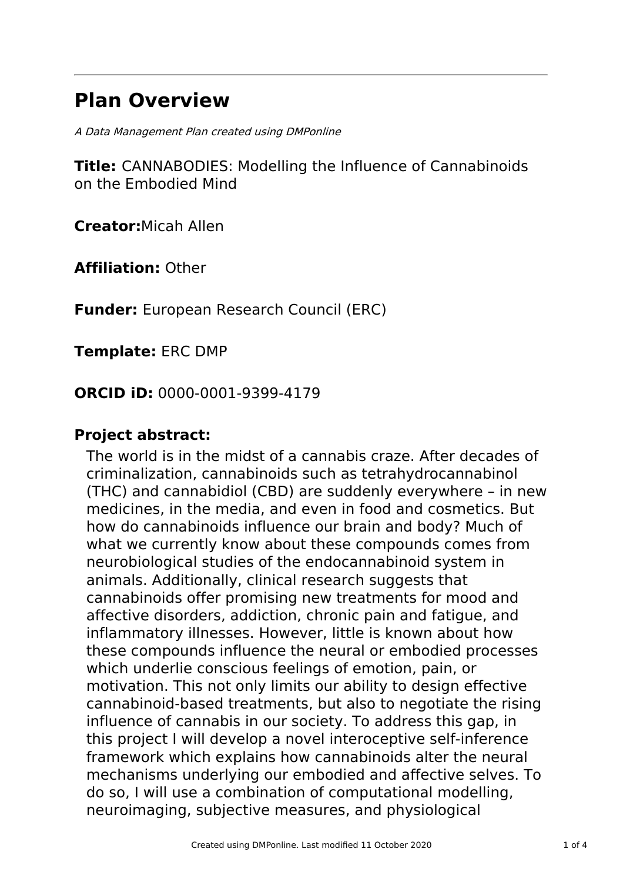# Plan Overview

*A Data Management Plan created using DMPonline*

**Title:** CANNABODIES: Modelling the Influence of Cannabinoids on the Embodied Mind

**Creator:**Micah Allen

**Affiliation:** Other

**Funder:** European Research Council (ERC)

**Template:** ERC DMP

**ORCID iD:** 0000-0001-9399-4179

## Project abstract:

The world is in the midst of a cannabis craze. After decades of criminalization, cannabinoids such as tetrahydrocannabinol (THC) and cannabidiol (CBD) are suddenly everywhere – in new medicines, in the media, and even in food and cosmetics. But how do cannabinoids influence our brain and body? Much of what we currently know about these compounds comes from neurobiological studies of the endocannabinoid system in animals. Additionally, clinical research suggests that cannabinoids offer promising new treatments for mood and affective disorders, addiction, chronic pain and fatigue, and inflammatory illnesses. However, little is known about how these compounds influence the neural or embodied processes which underlie conscious feelings of emotion, pain, or motivation. This not only limits our ability to design effective cannabinoid-based treatments, but also to negotiate the rising influence of cannabis in our society. To address this gap, in this project I will develop a novel interoceptive self-inference framework which explains how cannabinoids alter the neural mechanisms underlying our embodied and affective selves. To do so, I will use a combination of computational modelling, neuroimaging, subjective measures, and physiological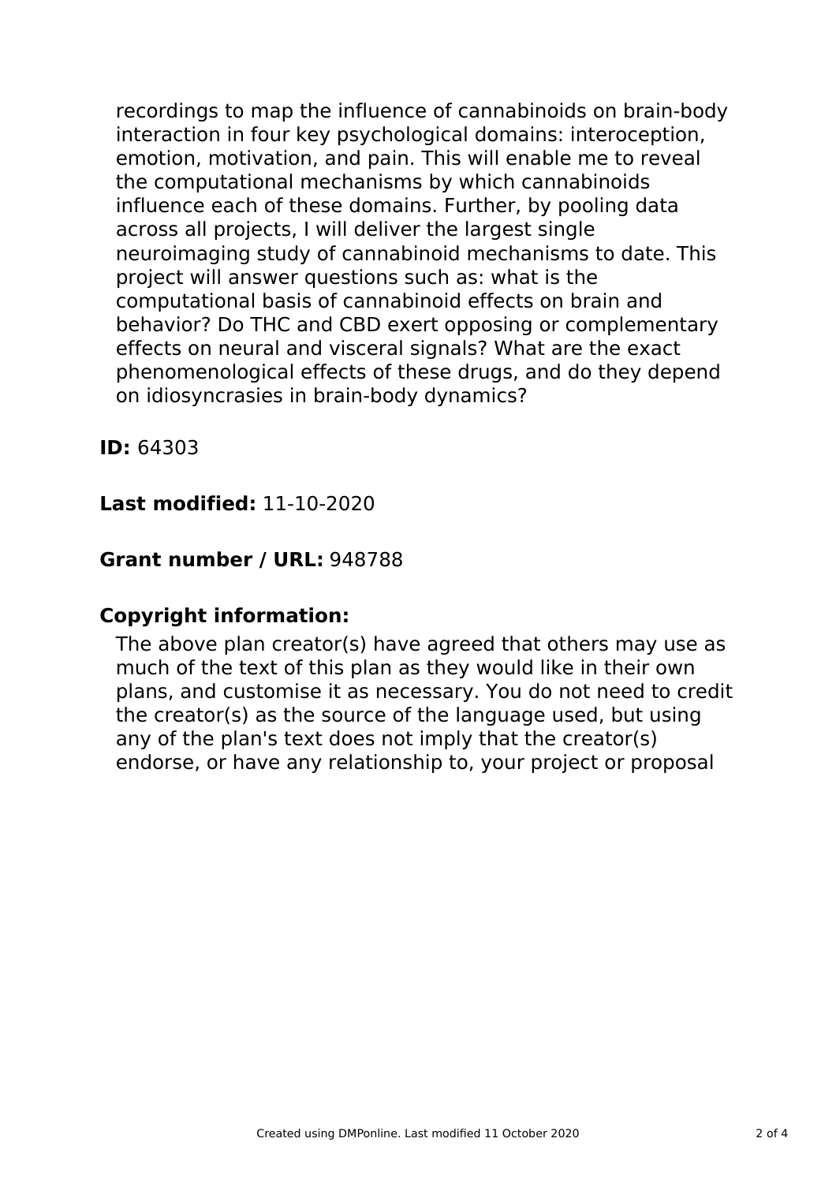recordings to map the influence of cannabinoids on brain-body interaction in four key psychological domains: interoception, emotion, motivation, and pain. This will enable me to reveal the computational mechanisms by which cannabinoids influence each of these domains. Further, by pooling data across all projects, I will deliver the largest single neuroimaging study of cannabinoid mechanisms to date. This project will answer questions such as: what is the computational basis of cannabinoid effects on brain and behavior? Do THC and CBD exert opposing or complementary effects on neural and visceral signals? What are the exact phenomenological effects of these drugs, and do they depend on idiosyncrasies in brain-body dynamics?

**ID:** 64303

**Last modified:** 11-10-2020

**Grant number / URL:** 948788

**Copyright information:**

The above plan creator(s) have agreed that others may use as much of the text of this plan as they would like in their own plans, and customise it as necessary. You do not need to credit the creator(s) as the source of the language used, but using any of the plan's text does not imply that the creator(s) endorse, or have any relationship to, your project or proposal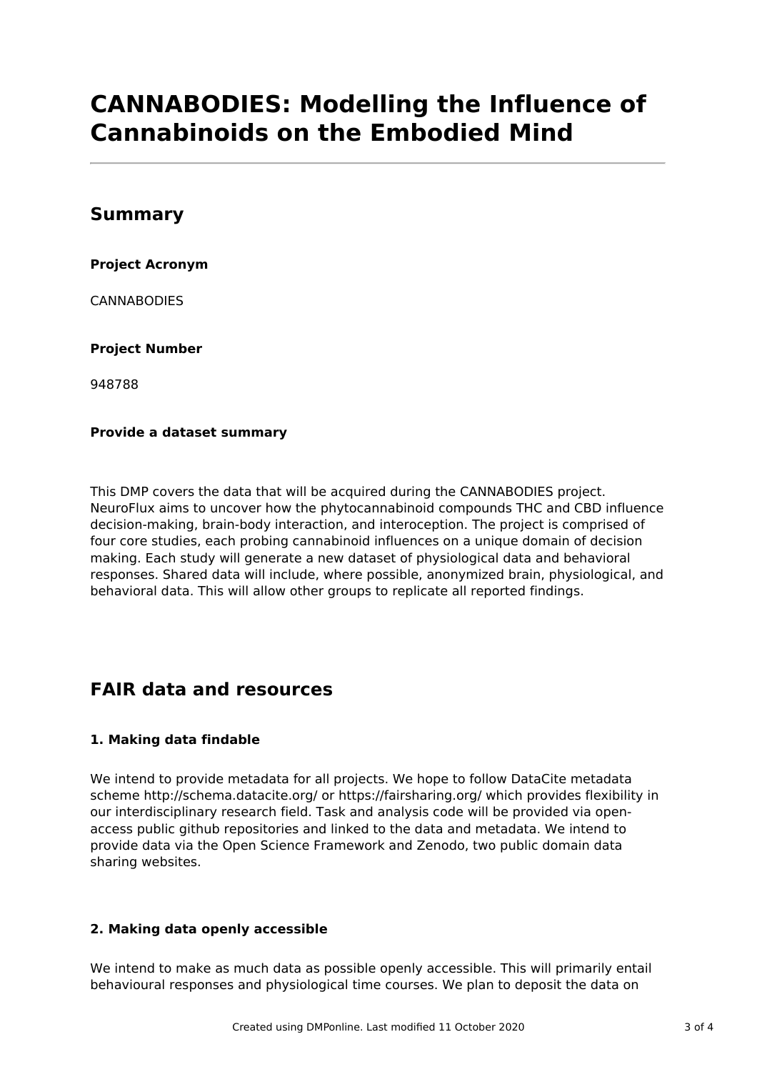# CANNABODIES: Modelling the Influence of Cannabinoids on the Embodied Mind

## Summary

**Project Acronym**

CANNABODIES

**Project Number**

948788

**Provide a dataset summary**

This DMP covers the data that will be acquired during the CANNABODIES project. NeuroFlux aims to uncover how the phytocannabinoid compounds THC and CBD influence decision-making, brain-body interaction, and interoception. The project is comprised of four core studies, each probing cannabinoid influences on a unique domain of decision making. Each study will generate a new dataset of physiological data and behavioral responses. Shared data will include, where possible, anonymized brain, physiological, and behavioral data. This will allow other groups to replicate all reported findings.

## FAIR data and resources

**1. Making data findable**

We intend to provide metadata for all projects. We hope to follow DataCite metadata scheme http://schema.datacite.org/ or https://fairsharing.org/ which provides flexibility in our interdisciplinary research field. Task and analysis code will be provided via open-access public github repositories and linked to the data and metadata. We intend to provide data via the Open Science Framework and Zenodo, two public domain data sharing websites.

**2. Making data openly accessible**

We intend to make as much data as possible openly accessible. This will primarily entail behavioural responses and physiological time courses. We plan to deposit the data on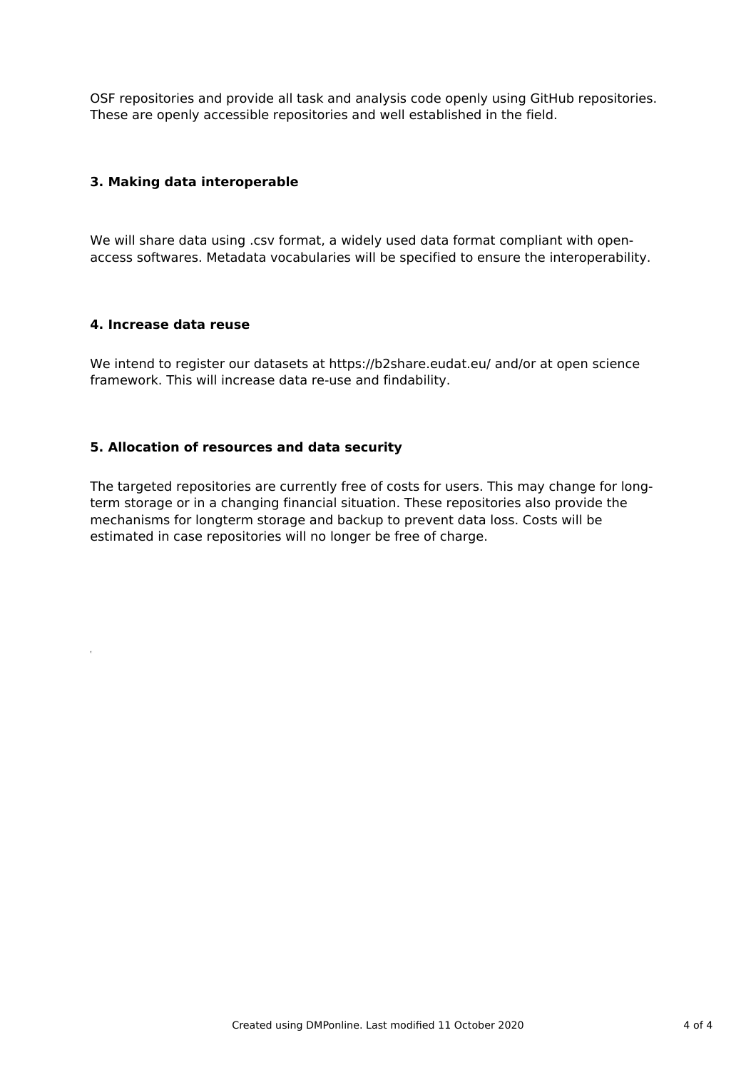OSF repositories and provide all task and analysis code openly using GitHub repositories. These are openly accessible repositories and well established in the field.

### 3. Making data interoperable

We will share data using .csv format, a widely used data format compliant with open-access softwares. Metadata vocabularies will be specified to ensure the interoperability.

### 4. Increase data reuse

We intend to register our datasets at https://b2share.eudat.eu/ and/or at open science framework. This will increase data re-use and findability.

### 5. Allocation of resources and data security

The targeted repositories are currently free of costs for users. This may change for long-term storage or in a changing financial situation. These repositories also provide the mechanisms for longterm storage and backup to prevent data loss. Costs will be estimated in case repositories will no longer be free of charge.